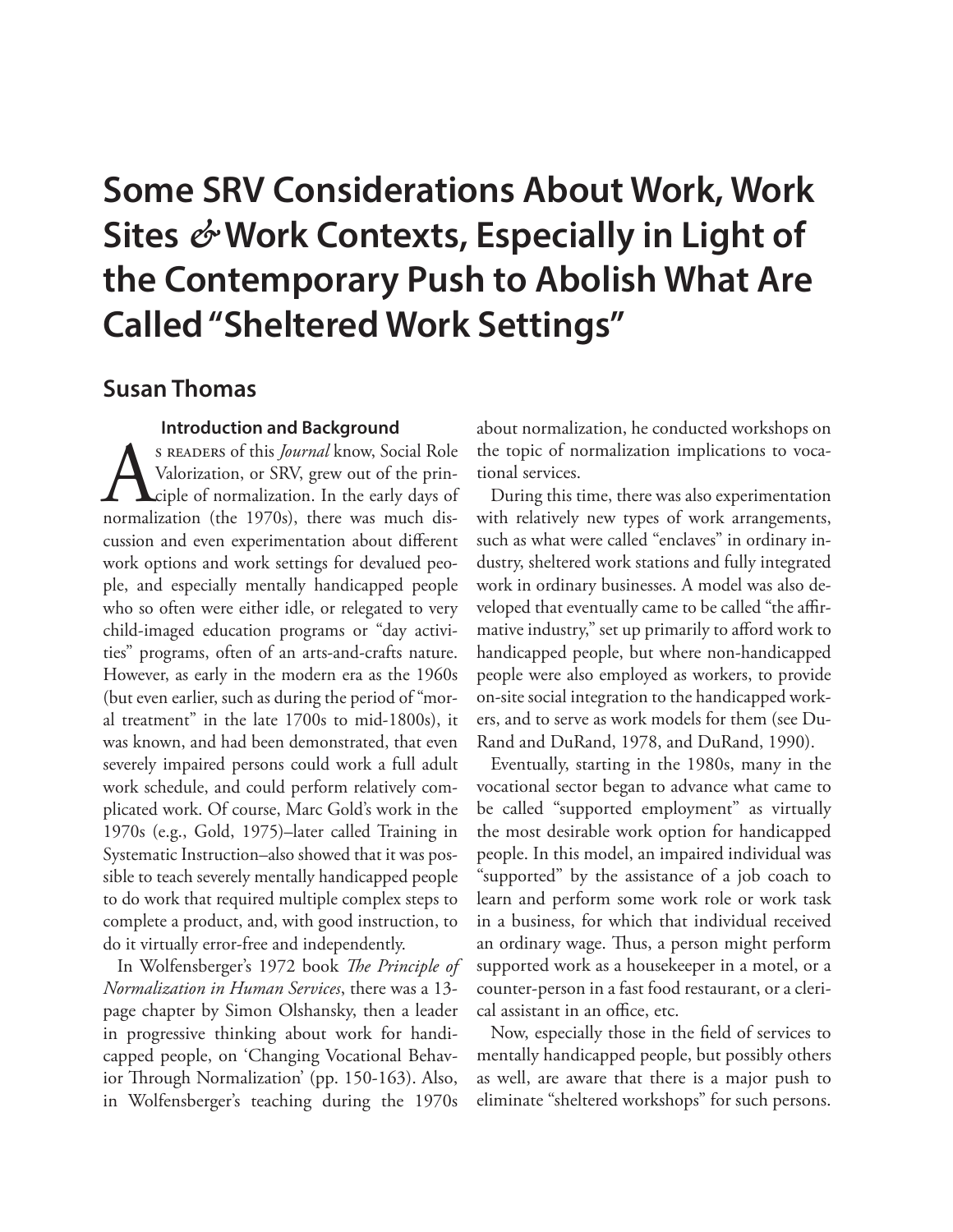# Some SRV Considerations About Work, Work Sites & Work Contexts, Especially in Light of the Contemporary Push to Abolish What Are Called "Sheltered Work Settings"

## Susan Thomas

### Introduction and Background

As readers of this *Journal* know, Social Role Valorization, or SRV, grew out of the principle of normalization. In the early days of normalization (the 1970s), there was much discussion and even experimentation about different work options and work settings for devalued people, and especially mentally handicapped people who so often were either idle, or relegated to very child-imaged education programs or "day activities" programs, often of an arts-and-crafts nature. However, as early in the modern era as the 1960s (but even earlier, such as during the period of "moral treatment" in the late 1700s to mid-1800s), it was known, and had been demonstrated, that even severely impaired persons could work a full adult work schedule, and could perform relatively complicated work. Of course, Marc Gold's work in the 1970s (e.g., Gold, 1975)–later called Training in Systematic Instruction–also showed that it was possible to teach severely mentally handicapped people to do work that required multiple complex steps to complete a product, and, with good instruction, to do it virtually error-free and independently.

In Wolfensberger's 1972 book *The Principle of Normalization in Human Services*, there was a 13-page chapter by Simon Olshansky, then a leader in progressive thinking about work for handicapped people, on 'Changing Vocational Behavior Through Normalization' (pp. 150-163). Also, in Wolfensberger's teaching during the 1970s about normalization, he conducted workshops on the topic of normalization implications to vocational services.

During this time, there was also experimentation with relatively new types of work arrangements, such as what were called "enclaves" in ordinary industry, sheltered work stations and fully integrated work in ordinary businesses. A model was also developed that eventually came to be called "the affirmative industry," set up primarily to afford work to handicapped people, but where non-handicapped people were also employed as workers, to provide on-site social integration to the handicapped workers, and to serve as work models for them (see DuRand and DuRand, 1978, and DuRand, 1990).

Eventually, starting in the 1980s, many in the vocational sector began to advance what came to be called "supported employment" as virtually the most desirable work option for handicapped people. In this model, an impaired individual was "supported" by the assistance of a job coach to learn and perform some work role or work task in a business, for which that individual received an ordinary wage. Thus, a person might perform supported work as a housekeeper in a motel, or a counter-person in a fast food restaurant, or a clerical assistant in an office, etc.

Now, especially those in the field of services to mentally handicapped people, but possibly others as well, are aware that there is a major push to eliminate "sheltered workshops" for such persons.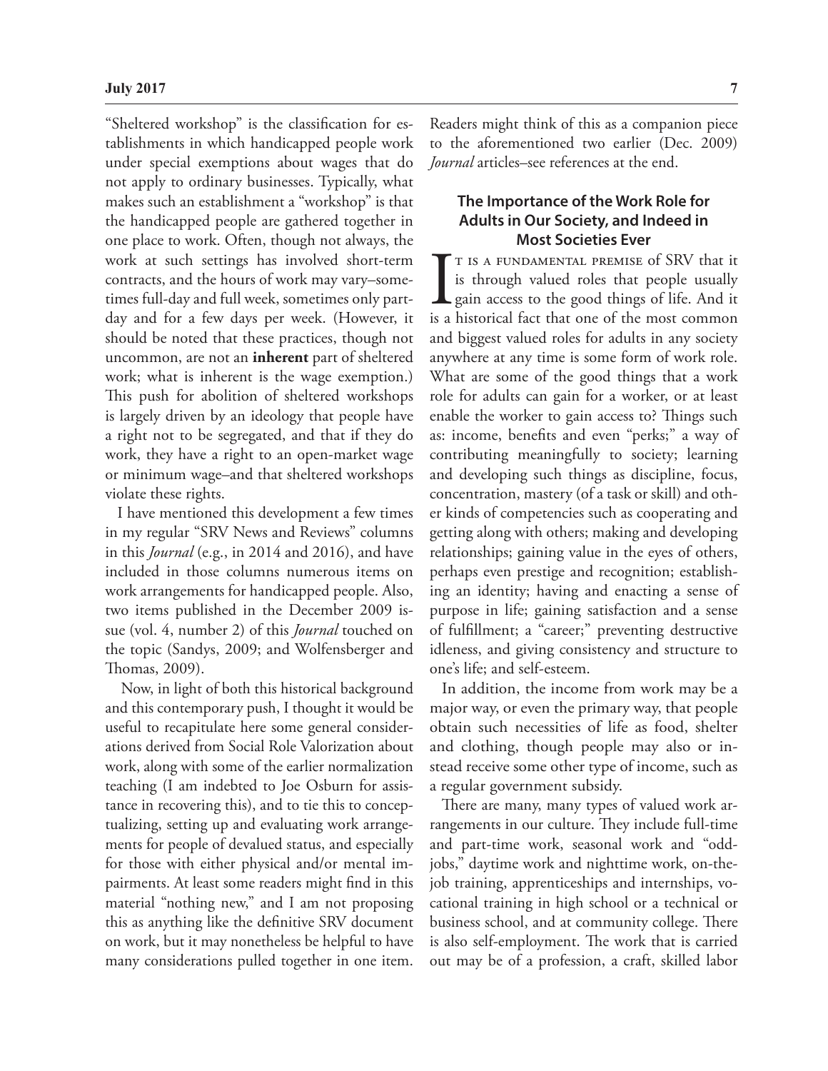"Sheltered workshop" is the classification for establishments in which handicapped people work under special exemptions about wages that do not apply to ordinary businesses. Typically, what makes such an establishment a "workshop" is that the handicapped people are gathered together in one place to work. Often, though not always, the work at such settings has involved short-term contracts, and the hours of work may vary–sometimes full-day and full week, sometimes only part-day and for a few days per week. (However, it should be noted that these practices, though not uncommon, are not an **inherent** part of sheltered work; what is inherent is the wage exemption.) This push for abolition of sheltered workshops is largely driven by an ideology that people have a right not to be segregated, and that if they do work, they have a right to an open-market wage or minimum wage–and that sheltered workshops violate these rights.

I have mentioned this development a few times in my regular "SRV News and Reviews" columns in this *Journal* (e.g., in 2014 and 2016), and have included in those columns numerous items on work arrangements for handicapped people. Also, two items published in the December 2009 issue (vol. 4, number 2) of this *Journal* touched on the topic (Sandys, 2009; and Wolfensberger and Thomas, 2009).

Now, in light of both this historical background and this contemporary push, I thought it would be useful to recapitulate here some general considerations derived from Social Role Valorization about work, along with some of the earlier normalization teaching (I am indebted to Joe Osburn for assistance in recovering this), and to tie this to conceptualizing, setting up and evaluating work arrangements for people of devalued status, and especially for those with either physical and/or mental impairments. At least some readers might find in this material "nothing new," and I am not proposing this as anything like the definitive SRV document on work, but it may nonetheless be helpful to have many considerations pulled together in one item. Readers might think of this as a companion piece to the aforementioned two earlier (Dec. 2009) *Journal* articles–see references at the end.

## The Importance of the Work Role for Adults in Our Society, and Indeed in Most Societies Ever

It is a fundamental premise of SRV that it is through valued roles that people usually gain access to the good things of life. And it is a historical fact that one of the most common and biggest valued roles for adults in any society anywhere at any time is some form of work role. What are some of the good things that a work role for adults can gain for a worker, or at least enable the worker to gain access to? Things such as: income, benefits and even "perks;" a way of contributing meaningfully to society; learning and developing such things as discipline, focus, concentration, mastery (of a task or skill) and other kinds of competencies such as cooperating and getting along with others; making and developing relationships; gaining value in the eyes of others, perhaps even prestige and recognition; establishing an identity; having and enacting a sense of purpose in life; gaining satisfaction and a sense of fulfillment; a "career;" preventing destructive idleness, and giving consistency and structure to one's life; and self-esteem.

In addition, the income from work may be a major way, or even the primary way, that people obtain such necessities of life as food, shelter and clothing, though people may also or instead receive some other type of income, such as a regular government subsidy.

There are many, many types of valued work arrangements in our culture. They include full-time and part-time work, seasonal work and "odd-jobs," daytime work and nighttime work, on-the-job training, apprenticeships and internships, vocational training in high school or a technical or business school, and at community college. There is also self-employment. The work that is carried out may be of a profession, a craft, skilled labor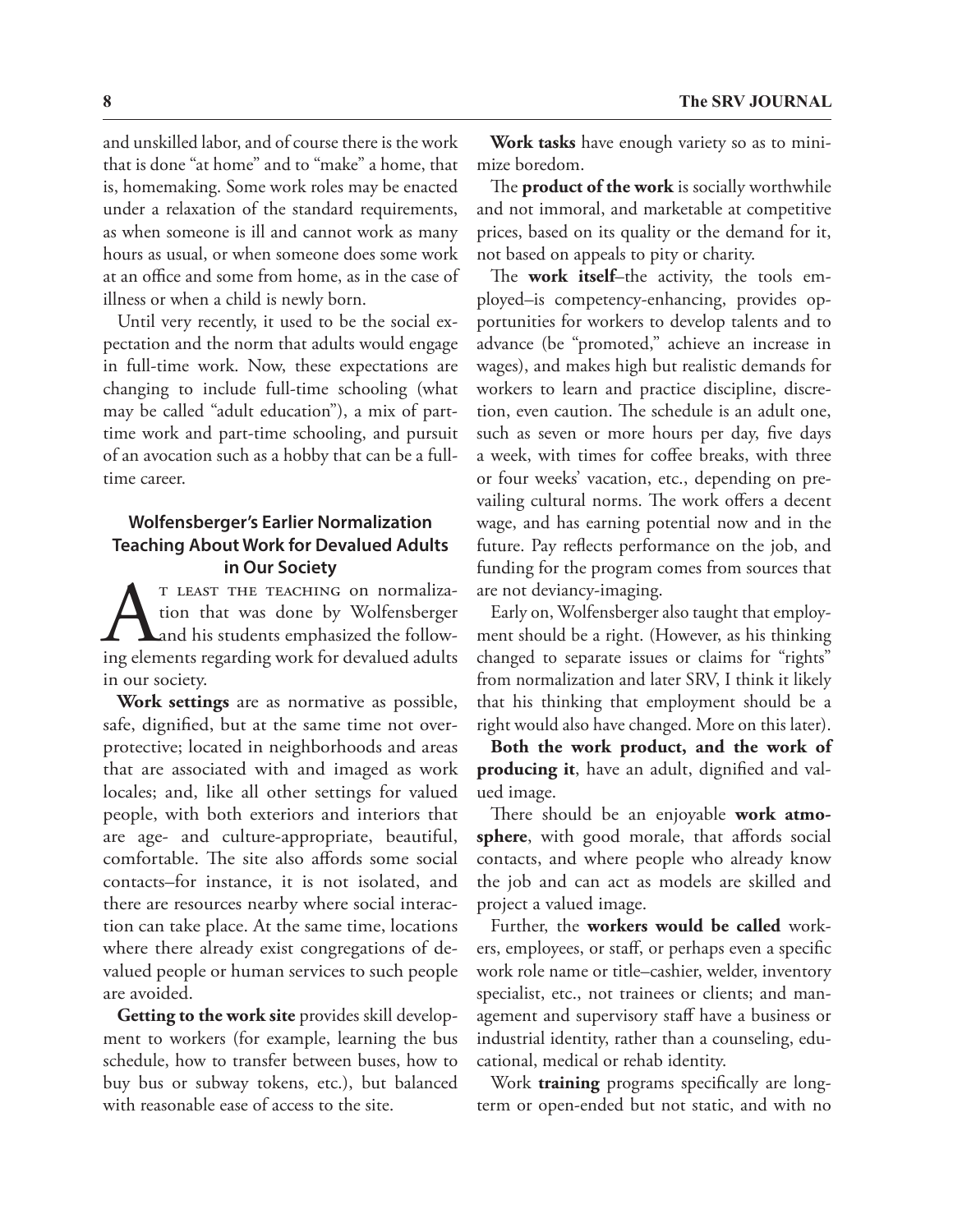and unskilled labor, and of course there is the work that is done "at home" and to "make" a home, that is, homemaking. Some work roles may be enacted under a relaxation of the standard requirements, as when someone is ill and cannot work as many hours as usual, or when someone does some work at an office and some from home, as in the case of illness or when a child is newly born.

Until very recently, it used to be the social expectation and the norm that adults would engage in full-time work. Now, these expectations are changing to include full-time schooling (what may be called "adult education"), a mix of part-time work and part-time schooling, and pursuit of an avocation such as a hobby that can be a full-time career.

## Wolfensberger's Earlier Normalization Teaching About Work for Devalued Adults in Our Society

At least the teaching on normalization that was done by Wolfensberger and his students emphasized the following elements regarding work for devalued adults in our society.

**Work settings** are as normative as possible, safe, dignified, but at the same time not overprotective; located in neighborhoods and areas that are associated with and imaged as work locales; and, like all other settings for valued people, with both exteriors and interiors that are age- and culture-appropriate, beautiful, comfortable. The site also affords some social contacts–for instance, it is not isolated, and there are resources nearby where social interaction can take place. At the same time, locations where there already exist congregations of devalued people or human services to such people are avoided.

**Getting to the work site** provides skill development to workers (for example, learning the bus schedule, how to transfer between buses, how to buy bus or subway tokens, etc.), but balanced with reasonable ease of access to the site.

**Work tasks** have enough variety so as to minimize boredom.

The **product of the work** is socially worthwhile and not immoral, and marketable at competitive prices, based on its quality or the demand for it, not based on appeals to pity or charity.

The **work itself**–the activity, the tools employed–is competency-enhancing, provides opportunities for workers to develop talents and to advance (be "promoted," achieve an increase in wages), and makes high but realistic demands for workers to learn and practice discipline, discretion, even caution. The schedule is an adult one, such as seven or more hours per day, five days a week, with times for coffee breaks, with three or four weeks' vacation, etc., depending on prevailing cultural norms. The work offers a decent wage, and has earning potential now and in the future. Pay reflects performance on the job, and funding for the program comes from sources that are not deviancy-imaging.

Early on, Wolfensberger also taught that employment should be a right. (However, as his thinking changed to separate issues or claims for "rights" from normalization and later SRV, I think it likely that his thinking that employment should be a right would also have changed. More on this later).

**Both the work product, and the work of producing it**, have an adult, dignified and valued image.

There should be an enjoyable **work atmosphere**, with good morale, that affords social contacts, and where people who already know the job and can act as models are skilled and project a valued image.

Further, the **workers would be called** workers, employees, or staff, or perhaps even a specific work role name or title–cashier, welder, inventory specialist, etc., not trainees or clients; and management and supervisory staff have a business or industrial identity, rather than a counseling, educational, medical or rehab identity.

Work **training** programs specifically are long-term or open-ended but not static, and with no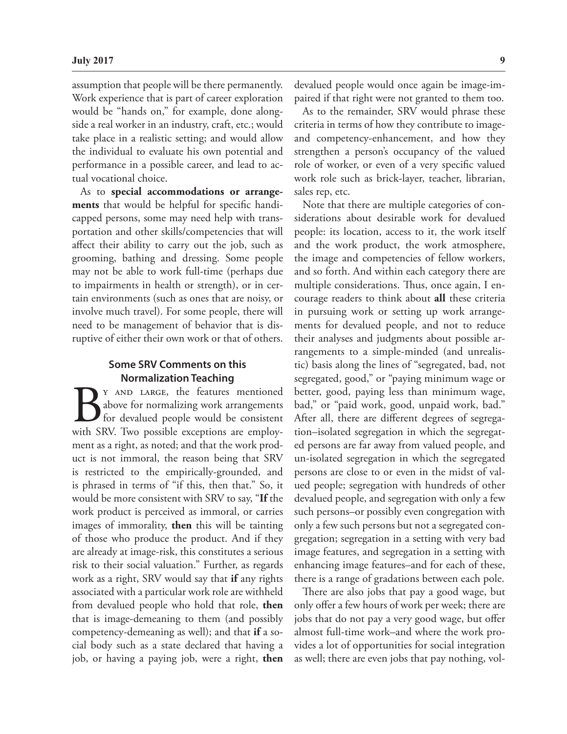assumption that people will be there permanently. Work experience that is part of career exploration would be "hands on," for example, done alongside a real worker in an industry, craft, etc.; would take place in a realistic setting; and would allow the individual to evaluate his own potential and performance in a possible career, and lead to actual vocational choice.

As to **special accommodations or arrangements** that would be helpful for specific handicapped persons, some may need help with transportation and other skills/competencies that will affect their ability to carry out the job, such as grooming, bathing and dressing. Some people may not be able to work full-time (perhaps due to impairments in health or strength), or in certain environments (such as ones that are noisy, or involve much travel). For some people, there will need to be management of behavior that is disruptive of either their own work or that of others.

### Some SRV Comments on this Normalization Teaching

By and large, the features mentioned above for normalizing work arrangements for devalued people would be consistent with SRV. Two possible exceptions are employment as a right, as noted; and that the work product is not immoral, the reason being that SRV is restricted to the empirically-grounded, and is phrased in terms of "if this, then that." So, it would be more consistent with SRV to say, "**If** the work product is perceived as immoral, or carries images of immorality, **then** this will be tainting of those who produce the product. And if they are already at image-risk, this constitutes a serious risk to their social valuation." Further, as regards work as a right, SRV would say that **if** any rights associated with a particular work role are withheld from devalued people who hold that role, **then** that is image-demeaning to them (and possibly competency-demeaning as well); and that **if** a social body such as a state declared that having a job, or having a paying job, were a right, **then** devalued people would once again be image-impaired if that right were not granted to them too.

As to the remainder, SRV would phrase these criteria in terms of how they contribute to image- and competency-enhancement, and how they strengthen a person's occupancy of the valued role of worker, or even of a very specific valued work role such as brick-layer, teacher, librarian, sales rep, etc.

Note that there are multiple categories of considerations about desirable work for devalued people: its location, access to it, the work itself and the work product, the work atmosphere, the image and competencies of fellow workers, and so forth. And within each category there are multiple considerations. Thus, once again, I encourage readers to think about **all** these criteria in pursuing work or setting up work arrangements for devalued people, and not to reduce their analyses and judgments about possible arrangements to a simple-minded (and unrealistic) basis along the lines of "segregated, bad, not segregated, good," or "paying minimum wage or better, good, paying less than minimum wage, bad," or "paid work, good, unpaid work, bad." After all, there are different degrees of segregation–isolated segregation in which the segregated persons are far away from valued people, and un-isolated segregation in which the segregated persons are close to or even in the midst of valued people; segregation with hundreds of other devalued people, and segregation with only a few such persons–or possibly even congregation with only a few such persons but not a segregated congregation; segregation in a setting with very bad image features, and segregation in a setting with enhancing image features–and for each of these, there is a range of gradations between each pole.

There are also jobs that pay a good wage, but only offer a few hours of work per week; there are jobs that do not pay a very good wage, but offer almost full-time work–and where the work provides a lot of opportunities for social integration as well; there are even jobs that pay nothing, vol-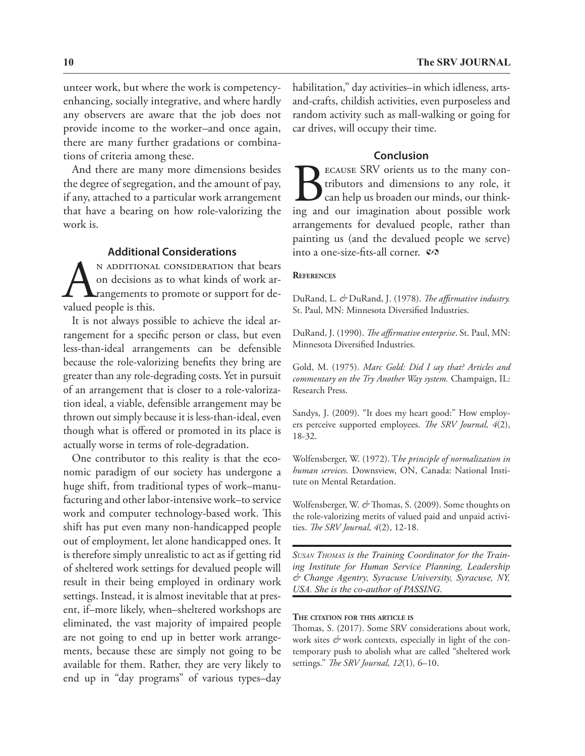unteer work, but where the work is competency-enhancing, socially integrative, and where hardly any observers are aware that the job does not provide income to the worker–and once again, there are many further gradations or combinations of criteria among these.

And there are many more dimensions besides the degree of segregation, and the amount of pay, if any, attached to a particular work arrangement that have a bearing on how role-valorizing the work is.

## Additional Considerations

An additional consideration that bears on decisions as to what kinds of work arrangements to promote or support for devalued people is this.

It is not always possible to achieve the ideal arrangement for a specific person or class, but even less-than-ideal arrangements can be defensible because the role-valorizing benefits they bring are greater than any role-degrading costs. Yet in pursuit of an arrangement that is closer to a role-valorization ideal, a viable, defensible arrangement may be thrown out simply because it is less-than-ideal, even though what is offered or promoted in its place is actually worse in terms of role-degradation.

One contributor to this reality is that the economic paradigm of our society has undergone a huge shift, from traditional types of work–manufacturing and other labor-intensive work–to service work and computer technology-based work. This shift has put even many non-handicapped people out of employment, let alone handicapped ones. It is therefore simply unrealistic to act as if getting rid of sheltered work settings for devalued people will result in their being employed in ordinary work settings. Instead, it is almost inevitable that at present, if–more likely, when–sheltered workshops are eliminated, the vast majority of impaired people are not going to end up in better work arrangements, because these are simply not going to be available for them. Rather, they are very likely to end up in "day programs" of various types–day habilitation," day activities–in which idleness, arts-and-crafts, childish activities, even purposeless and random activity such as mall-walking or going for car drives, will occupy their time.

## Conclusion

Because SRV orients us to the many contributors and dimensions to any role, it can help us broaden our minds, our thinking and our imagination about possible work arrangements for devalued people, rather than painting us (and the devalued people we serve) into a one-size-fits-all corner. ☙

### References

DuRand, L. & DuRand, J. (1978). *The affirmative industry.* St. Paul, MN: Minnesota Diversified Industries.

DuRand, J. (1990). *The affirmative enterprise*. St. Paul, MN: Minnesota Diversified Industries.

Gold, M. (1975). *Marc Gold: Did I say that? Articles and commentary on the Try Another Way system.* Champaign, IL: Research Press.

Sandys, J. (2009). "It does my heart good:" How employers perceive supported employees. *The SRV Journal, 4*(2), 18-32.

Wolfensberger, W. (1972). T*he principle of normalization in human services.* Downsview, ON, Canada: National Institute on Mental Retardation.

Wolfensberger, W. & Thomas, S. (2009). Some thoughts on the role-valorizing merits of valued paid and unpaid activities. *The SRV Journal, 4*(2), 12-18.

*Susan Thomas is the Training Coordinator for the Training Institute for Human Service Planning, Leadership & Change Agentry, Syracuse University, Syracuse, NY, USA. She is the co-author of PASSING.*

**The citation for this article is**

Thomas, S. (2017). Some SRV considerations about work, work sites & work contexts, especially in light of the contemporary push to abolish what are called "sheltered work settings." *The SRV Journal, 12*(1)*,* 6–10.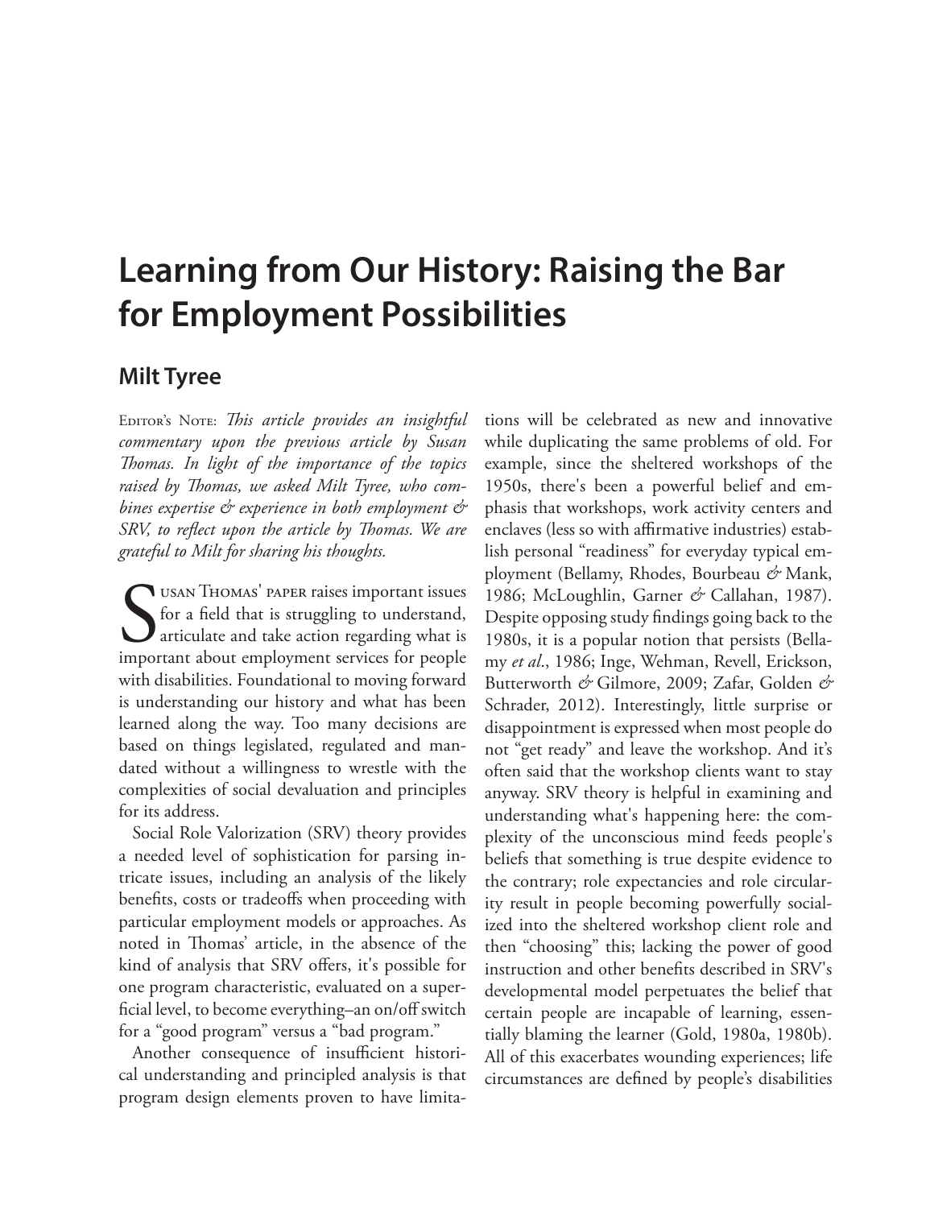# Learning from Our History: Raising the Bar for Employment Possibilities

## Milt Tyree

Editor's Note: *This article provides an insightful commentary upon the previous article by Susan Thomas. In light of the importance of the topics raised by Thomas, we asked Milt Tyree, who combines expertise & experience in both employment & SRV, to reflect upon the article by Thomas. We are grateful to Milt for sharing his thoughts.*

Susan Thomas' paper raises important issues for a field that is struggling to understand, articulate and take action regarding what is important about employment services for people with disabilities. Foundational to moving forward is understanding our history and what has been learned along the way. Too many decisions are based on things legislated, regulated and mandated without a willingness to wrestle with the complexities of social devaluation and principles for its address.

Social Role Valorization (SRV) theory provides a needed level of sophistication for parsing intricate issues, including an analysis of the likely benefits, costs or tradeoffs when proceeding with particular employment models or approaches. As noted in Thomas' article, in the absence of the kind of analysis that SRV offers, it's possible for one program characteristic, evaluated on a superficial level, to become everything–an on/off switch for a "good program" versus a "bad program."

Another consequence of insufficient historical understanding and principled analysis is that program design elements proven to have limitations will be celebrated as new and innovative while duplicating the same problems of old. For example, since the sheltered workshops of the 1950s, there's been a powerful belief and emphasis that workshops, work activity centers and enclaves (less so with affirmative industries) establish personal "readiness" for everyday typical employment (Bellamy, Rhodes, Bourbeau & Mank, 1986; McLoughlin, Garner & Callahan, 1987). Despite opposing study findings going back to the 1980s, it is a popular notion that persists (Bellamy *et al*., 1986; Inge, Wehman, Revell, Erickson, Butterworth & Gilmore, 2009; Zafar, Golden & Schrader, 2012). Interestingly, little surprise or disappointment is expressed when most people do not "get ready" and leave the workshop. And it's often said that the workshop clients want to stay anyway. SRV theory is helpful in examining and understanding what's happening here: the complexity of the unconscious mind feeds people's beliefs that something is true despite evidence to the contrary; role expectancies and role circularity result in people becoming powerfully socialized into the sheltered workshop client role and then "choosing" this; lacking the power of good instruction and other benefits described in SRV's developmental model perpetuates the belief that certain people are incapable of learning, essentially blaming the learner (Gold, 1980a, 1980b). All of this exacerbates wounding experiences; life circumstances are defined by people's disabilities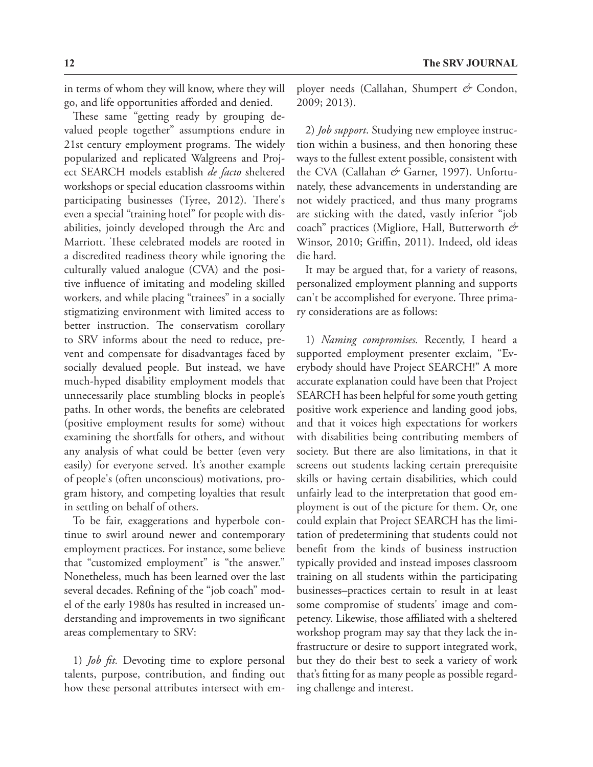in terms of whom they will know, where they will go, and life opportunities afforded and denied.

These same "getting ready by grouping devalued people together" assumptions endure in 21st century employment programs. The widely popularized and replicated Walgreens and Project SEARCH models establish *de facto* sheltered workshops or special education classrooms within participating businesses (Tyree, 2012). There's even a special "training hotel" for people with disabilities, jointly developed through the Arc and Marriott. These celebrated models are rooted in a discredited readiness theory while ignoring the culturally valued analogue (CVA) and the positive influence of imitating and modeling skilled workers, and while placing "trainees" in a socially stigmatizing environment with limited access to better instruction. The conservatism corollary to SRV informs about the need to reduce, prevent and compensate for disadvantages faced by socially devalued people. But instead, we have much-hyped disability employment models that unnecessarily place stumbling blocks in people's paths. In other words, the benefits are celebrated (positive employment results for some) without examining the shortfalls for others, and without any analysis of what could be better (even very easily) for everyone served. It's another example of people's (often unconscious) motivations, program history, and competing loyalties that result in settling on behalf of others.

To be fair, exaggerations and hyperbole continue to swirl around newer and contemporary employment practices. For instance, some believe that "customized employment" is "the answer." Nonetheless, much has been learned over the last several decades. Refining of the "job coach" model of the early 1980s has resulted in increased understanding and improvements in two significant areas complementary to SRV:

1) *Job fit.* Devoting time to explore personal talents, purpose, contribution, and finding out how these personal attributes intersect with employer needs (Callahan, Shumpert *&* Condon, 2009; 2013).

2) *Job support*. Studying new employee instruction within a business, and then honoring these ways to the fullest extent possible, consistent with the CVA (Callahan *&* Garner, 1997). Unfortunately, these advancements in understanding are not widely practiced, and thus many programs are sticking with the dated, vastly inferior "job coach" practices (Migliore, Hall, Butterworth *&* Winsor, 2010; Griffin, 2011). Indeed, old ideas die hard.

It may be argued that, for a variety of reasons, personalized employment planning and supports can't be accomplished for everyone. Three primary considerations are as follows:

1) *Naming compromises.* Recently, I heard a supported employment presenter exclaim, "Everybody should have Project SEARCH!" A more accurate explanation could have been that Project SEARCH has been helpful for some youth getting positive work experience and landing good jobs, and that it voices high expectations for workers with disabilities being contributing members of society. But there are also limitations, in that it screens out students lacking certain prerequisite skills or having certain disabilities, which could unfairly lead to the interpretation that good employment is out of the picture for them. Or, one could explain that Project SEARCH has the limitation of predetermining that students could not benefit from the kinds of business instruction typically provided and instead imposes classroom training on all students within the participating businesses–practices certain to result in at least some compromise of students' image and competency. Likewise, those affiliated with a sheltered workshop program may say that they lack the infrastructure or desire to support integrated work, but they do their best to seek a variety of work that's fitting for as many people as possible regarding challenge and interest.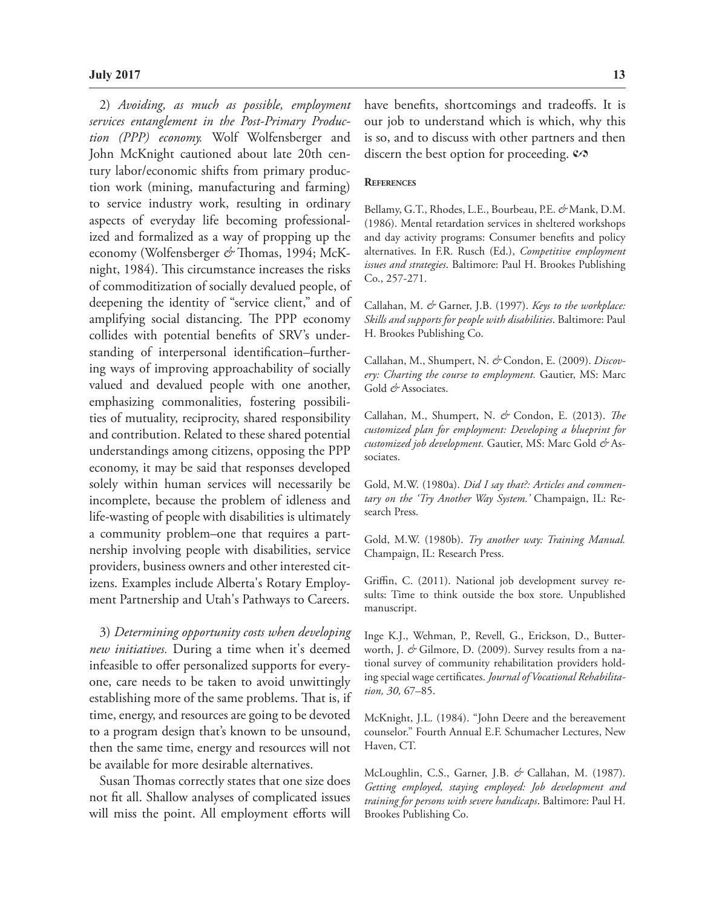2) *Avoiding, as much as possible, employment services entanglement in the Post-Primary Production (PPP) economy.* Wolf Wolfensberger and John McKnight cautioned about late 20th century labor/economic shifts from primary production work (mining, manufacturing and farming) to service industry work, resulting in ordinary aspects of everyday life becoming professionalized and formalized as a way of propping up the economy (Wolfensberger & Thomas, 1994; McKnight, 1984). This circumstance increases the risks of commoditization of socially devalued people, of deepening the identity of "service client," and of amplifying social distancing. The PPP economy collides with potential benefits of SRV's understanding of interpersonal identification–furthering ways of improving approachability of socially valued and devalued people with one another, emphasizing commonalities, fostering possibilities of mutuality, reciprocity, shared responsibility and contribution. Related to these shared potential understandings among citizens, opposing the PPP economy, it may be said that responses developed solely within human services will necessarily be incomplete, because the problem of idleness and life-wasting of people with disabilities is ultimately a community problem–one that requires a partnership involving people with disabilities, service providers, business owners and other interested citizens. Examples include Alberta's Rotary Employment Partnership and Utah's Pathways to Careers.

3) *Determining opportunity costs when developing new initiatives.* During a time when it's deemed infeasible to offer personalized supports for everyone, care needs to be taken to avoid unwittingly establishing more of the same problems. That is, if time, energy, and resources are going to be devoted to a program design that's known to be unsound, then the same time, energy and resources will not be available for more desirable alternatives.

Susan Thomas correctly states that one size does not fit all. Shallow analyses of complicated issues will miss the point. All employment efforts will have benefits, shortcomings and tradeoffs. It is our job to understand which is which, why this is so, and to discuss with other partners and then discern the best option for proceeding. ∽

**References**

Bellamy, G.T., Rhodes, L.E., Bourbeau, P.E. & Mank, D.M. (1986). Mental retardation services in sheltered workshops and day activity programs: Consumer benefits and policy alternatives. In F.R. Rusch (Ed.), *Competitive employment issues and strategies*. Baltimore: Paul H. Brookes Publishing Co., 257-271.

Callahan, M. & Garner, J.B. (1997). *Keys to the workplace: Skills and supports for people with disabilities*. Baltimore: Paul H. Brookes Publishing Co.

Callahan, M., Shumpert, N. & Condon, E. (2009). *Discovery: Charting the course to employment.* Gautier, MS: Marc Gold & Associates.

Callahan, M., Shumpert, N. & Condon, E. (2013). *The customized plan for employment: Developing a blueprint for customized job development.* Gautier, MS: Marc Gold & Associates.

Gold, M.W. (1980a). *Did I say that?: Articles and commentary on the 'Try Another Way System.'* Champaign, IL: Research Press.

Gold, M.W. (1980b). *Try another way: Training Manual.* Champaign, IL: Research Press.

Griffin, C. (2011). National job development survey results: Time to think outside the box store. Unpublished manuscript.

Inge K.J., Wehman, P., Revell, G., Erickson, D., Butterworth, J. & Gilmore, D. (2009). Survey results from a national survey of community rehabilitation providers holding special wage certificates. *Journal of Vocational Rehabilitation, 30,* 67–85.

McKnight, J.L. (1984). "John Deere and the bereavement counselor." Fourth Annual E.F. Schumacher Lectures, New Haven, CT.

McLoughlin, C.S., Garner, J.B. & Callahan, M. (1987). *Getting employed, staying employed: Job development and training for persons with severe handicaps*. Baltimore: Paul H. Brookes Publishing Co.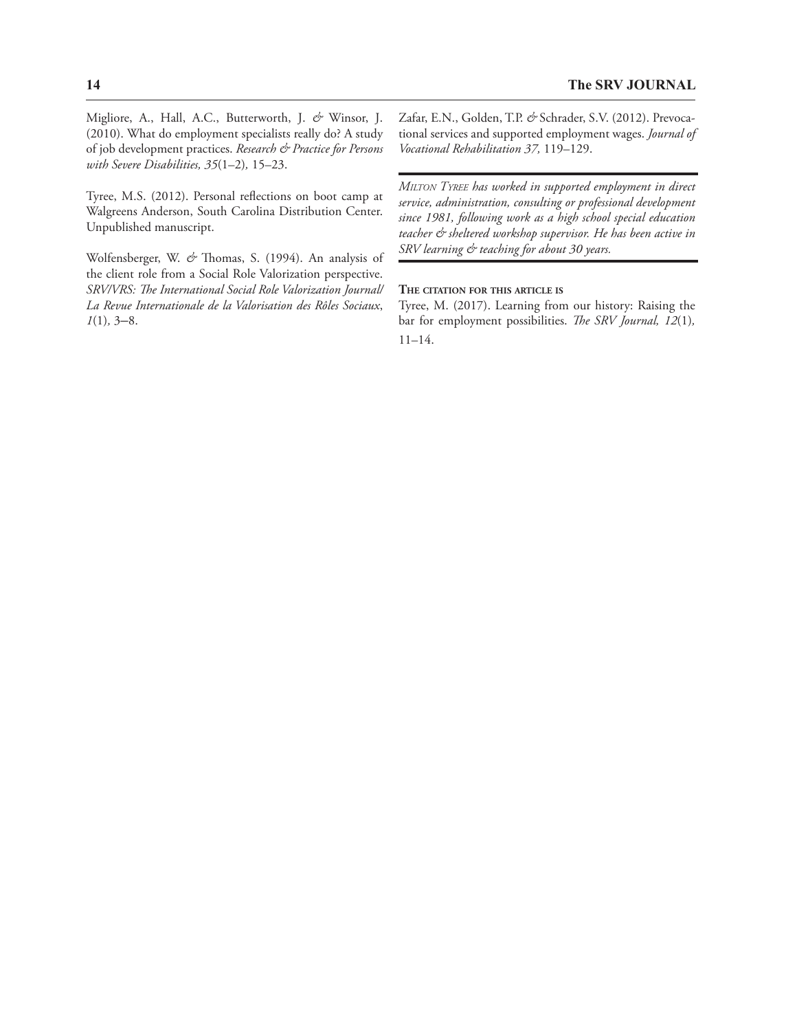Migliore, A., Hall, A.C., Butterworth, J. *&* Winsor, J. (2010). What do employment specialists really do? A study of job development practices. *Research & Practice for Persons with Severe Disabilities, 35*(1–2), 15–23.

Tyree, M.S. (2012). Personal reflections on boot camp at Walgreens Anderson, South Carolina Distribution Center. Unpublished manuscript.

Wolfensberger, W. *&* Thomas, S. (1994). An analysis of the client role from a Social Role Valorization perspective. *SRV/VRS: The International Social Role Valorization Journal/ La Revue Internationale de la Valorisation des Rôles Sociaux*, *1*(1), 3–8.

Zafar, E.N., Golden, T.P. *&* Schrader, S.V. (2012). Prevocational services and supported employment wages. *Journal of Vocational Rehabilitation 37,* 119–129.

*Milton Tyree has worked in supported employment in direct service, administration, consulting or professional development since 1981, following work as a high school special education teacher & sheltered workshop supervisor. He has been active in SRV learning & teaching for about 30 years.*

**The citation for this article is**

Tyree, M. (2017). Learning from our history: Raising the bar for employment possibilities. *The SRV Journal, 12*(1), 11–14.